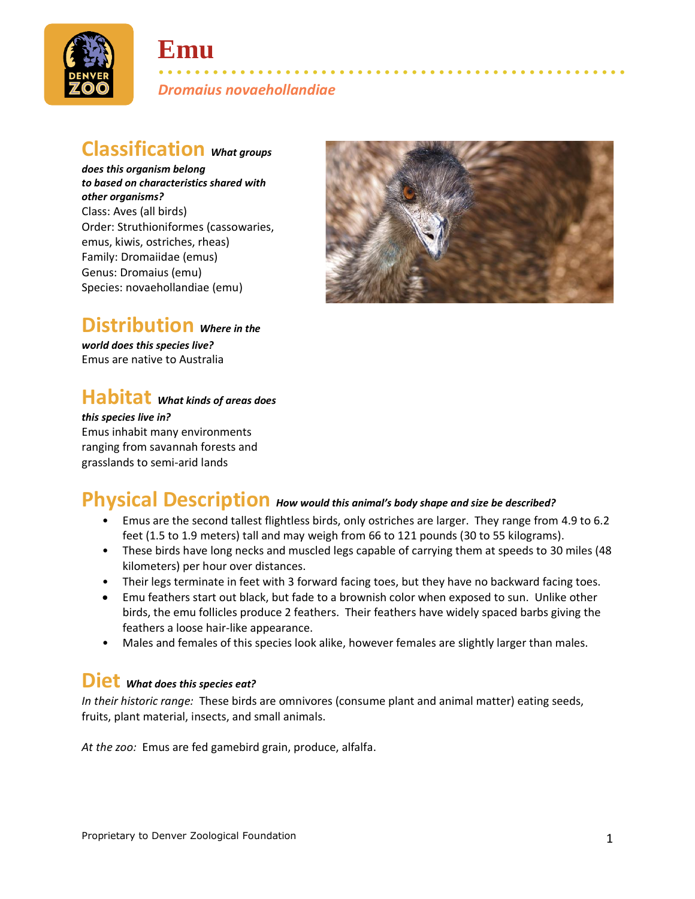# Emu

*Dromaius novaehollandiae*

## Classification *What groups does this organism belong to based on characteristics shared with other organisms?*

Class: Aves (all birds)
Order: Struthioniformes (cassowaries, emus, kiwis, ostriches, rheas)
Family: Dromaiidae (emus)
Genus: Dromaius (emu)
Species: novaehollandiae (emu)

## Distribution *Where in the world does this species live?*

Emus are native to Australia

## Habitat *What kinds of areas does this species live in?*

Emus inhabit many environments ranging from savannah forests and grasslands to semi-arid lands

## Physical Description *How would this animal's body shape and size be described?*

- Emus are the second tallest flightless birds, only ostriches are larger. They range from 4.9 to 6.2 feet (1.5 to 1.9 meters) tall and may weigh from 66 to 121 pounds (30 to 55 kilograms).
- These birds have long necks and muscled legs capable of carrying them at speeds to 30 miles (48 kilometers) per hour over distances.
- Their legs terminate in feet with 3 forward facing toes, but they have no backward facing toes.
- Emu feathers start out black, but fade to a brownish color when exposed to sun. Unlike other birds, the emu follicles produce 2 feathers. Their feathers have widely spaced barbs giving the feathers a loose hair-like appearance.
- Males and females of this species look alike, however females are slightly larger than males.

## Diet *What does this species eat?*

*In their historic range:* These birds are omnivores (consume plant and animal matter) eating seeds, fruits, plant material, insects, and small animals.

*At the zoo:* Emus are fed gamebird grain, produce, alfalfa.

Proprietary to Denver Zoological Foundation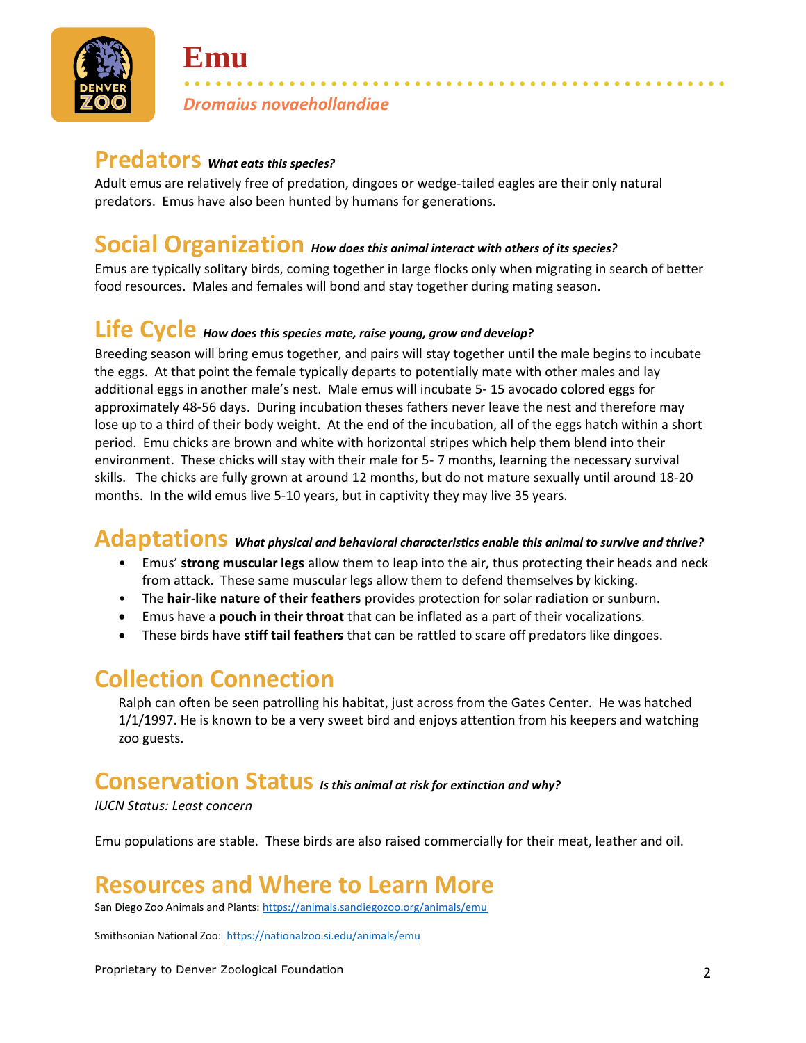# Emu

*Dromaius novaehollandiae*

## Predators *What eats this species?*

Adult emus are relatively free of predation, dingoes or wedge-tailed eagles are their only natural predators. Emus have also been hunted by humans for generations.

## Social Organization *How does this animal interact with others of its species?*

Emus are typically solitary birds, coming together in large flocks only when migrating in search of better food resources. Males and females will bond and stay together during mating season.

## Life Cycle *How does this species mate, raise young, grow and develop?*

Breeding season will bring emus together, and pairs will stay together until the male begins to incubate the eggs. At that point the female typically departs to potentially mate with other males and lay additional eggs in another male's nest. Male emus will incubate 5- 15 avocado colored eggs for approximately 48-56 days. During incubation theses fathers never leave the nest and therefore may lose up to a third of their body weight. At the end of the incubation, all of the eggs hatch within a short period. Emu chicks are brown and white with horizontal stripes which help them blend into their environment. These chicks will stay with their male for 5- 7 months, learning the necessary survival skills. The chicks are fully grown at around 12 months, but do not mature sexually until around 18-20 months. In the wild emus live 5-10 years, but in captivity they may live 35 years.

## Adaptations *What physical and behavioral characteristics enable this animal to survive and thrive?*

- Emus' **strong muscular legs** allow them to leap into the air, thus protecting their heads and neck from attack. These same muscular legs allow them to defend themselves by kicking.
- The **hair-like nature of their feathers** provides protection for solar radiation or sunburn.
- Emus have a **pouch in their throat** that can be inflated as a part of their vocalizations.
- These birds have **stiff tail feathers** that can be rattled to scare off predators like dingoes.

## Collection Connection

Ralph can often be seen patrolling his habitat, just across from the Gates Center. He was hatched 1/1/1997. He is known to be a very sweet bird and enjoys attention from his keepers and watching zoo guests.

## Conservation Status *Is this animal at risk for extinction and why?*

*IUCN Status: Least concern*

Emu populations are stable. These birds are also raised commercially for their meat, leather and oil.

## Resources and Where to Learn More

San Diego Zoo Animals and Plants: https://animals.sandiegozoo.org/animals/emu

Smithsonian National Zoo: https://nationalzoo.si.edu/animals/emu

Proprietary to Denver Zoological Foundation